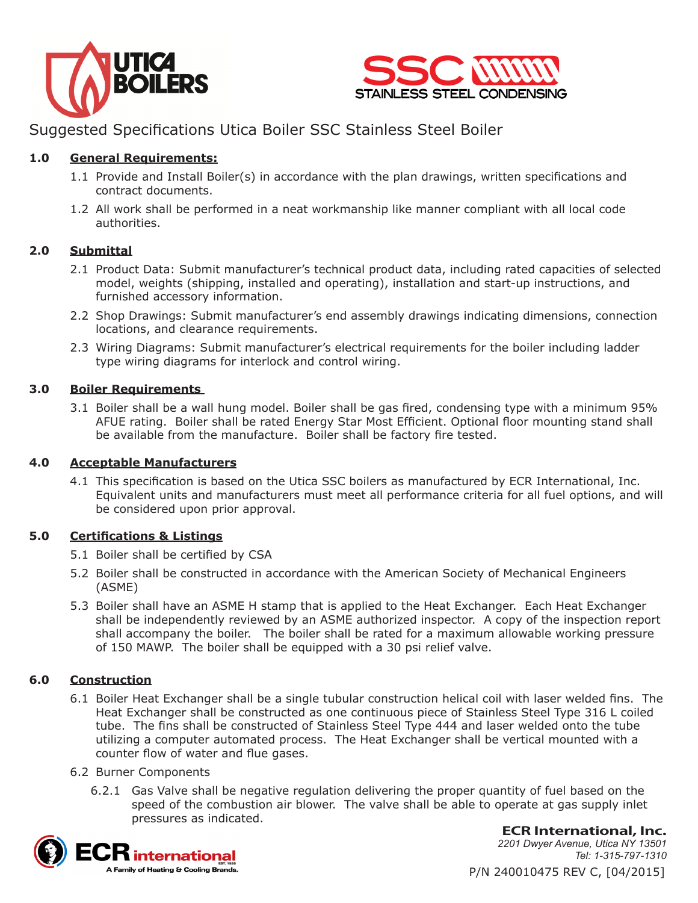UTICA BOILERS

SSC STAINLESS STEEL CONDENSING

# Suggested Specifications Utica Boiler SSC Stainless Steel Boiler

## 1.0 General Requirements:

1.1 Provide and Install Boiler(s) in accordance with the plan drawings, written specifications and contract documents.

1.2 All work shall be performed in a neat workmanship like manner compliant with all local code authorities.

## 2.0 Submittal

2.1 Product Data: Submit manufacturer's technical product data, including rated capacities of selected model, weights (shipping, installed and operating), installation and start-up instructions, and furnished accessory information.

2.2 Shop Drawings: Submit manufacturer's end assembly drawings indicating dimensions, connection locations, and clearance requirements.

2.3 Wiring Diagrams: Submit manufacturer's electrical requirements for the boiler including ladder type wiring diagrams for interlock and control wiring.

## 3.0 Boiler Requirements

3.1 Boiler shall be a wall hung model. Boiler shall be gas fired, condensing type with a minimum 95% AFUE rating. Boiler shall be rated Energy Star Most Efficient. Optional floor mounting stand shall be available from the manufacture. Boiler shall be factory fire tested.

## 4.0 Acceptable Manufacturers

4.1 This specification is based on the Utica SSC boilers as manufactured by ECR International, Inc. Equivalent units and manufacturers must meet all performance criteria for all fuel options, and will be considered upon prior approval.

## 5.0 Certifications & Listings

5.1 Boiler shall be certified by CSA

5.2 Boiler shall be constructed in accordance with the American Society of Mechanical Engineers (ASME)

5.3 Boiler shall have an ASME H stamp that is applied to the Heat Exchanger. Each Heat Exchanger shall be independently reviewed by an ASME authorized inspector. A copy of the inspection report shall accompany the boiler. The boiler shall be rated for a maximum allowable working pressure of 150 MAWP. The boiler shall be equipped with a 30 psi relief valve.

## 6.0 Construction

6.1 Boiler Heat Exchanger shall be a single tubular construction helical coil with laser welded fins. The Heat Exchanger shall be constructed as one continuous piece of Stainless Steel Type 316 L coiled tube. The fins shall be constructed of Stainless Steel Type 444 and laser welded onto the tube utilizing a computer automated process. The Heat Exchanger shall be vertical mounted with a counter flow of water and flue gases.

6.2 Burner Components

6.2.1 Gas Valve shall be negative regulation delivering the proper quantity of fuel based on the speed of the combustion air blower. The valve shall be able to operate at gas supply inlet pressures as indicated.

ECR international — A Family of Heating & Cooling Brands.

**ECR International, Inc.**
*2201 Dwyer Avenue, Utica NY 13501*
*Tel: 1-315-797-1310*
P/N 240010475 REV C, [04/2015]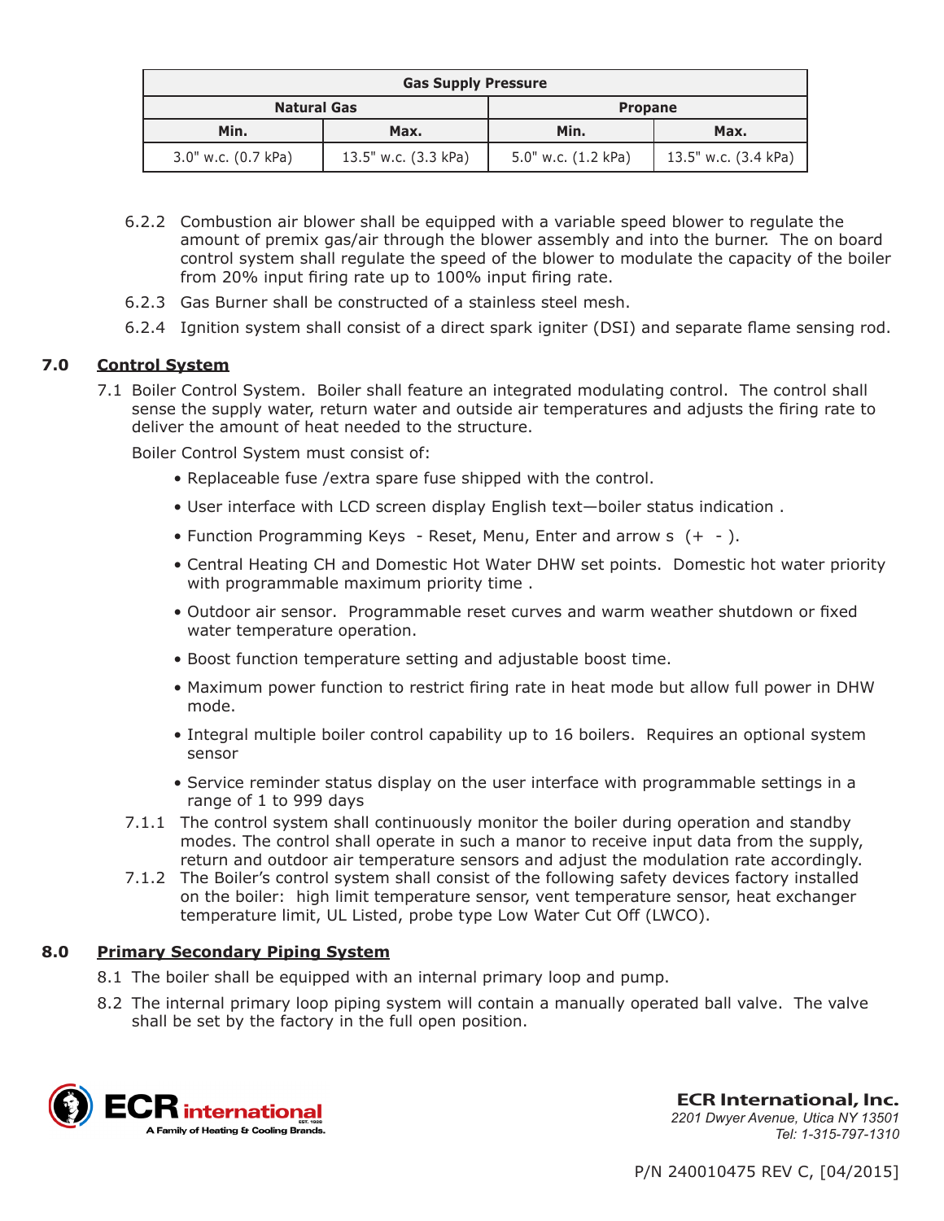| Gas Supply Pressure | | | |
|---|---|---|---|
| Natural Gas | | Propane | |
| Min. | Max. | Min. | Max. |
| 3.0" w.c. (0.7 kPa) | 13.5" w.c. (3.3 kPa) | 5.0" w.c. (1.2 kPa) | 13.5" w.c. (3.4 kPa) |

6.2.2 Combustion air blower shall be equipped with a variable speed blower to regulate the amount of premix gas/air through the blower assembly and into the burner. The on board control system shall regulate the speed of the blower to modulate the capacity of the boiler from 20% input firing rate up to 100% input firing rate.

6.2.3 Gas Burner shall be constructed of a stainless steel mesh.

6.2.4 Ignition system shall consist of a direct spark igniter (DSI) and separate flame sensing rod.

## 7.0 Control System

7.1 Boiler Control System. Boiler shall feature an integrated modulating control. The control shall sense the supply water, return water and outside air temperatures and adjusts the firing rate to deliver the amount of heat needed to the structure.

Boiler Control System must consist of:

- Replaceable fuse /extra spare fuse shipped with the control.
- User interface with LCD screen display English text—boiler status indication .
- Function Programming Keys - Reset, Menu, Enter and arrow s (+ - ).
- Central Heating CH and Domestic Hot Water DHW set points. Domestic hot water priority with programmable maximum priority time .
- Outdoor air sensor. Programmable reset curves and warm weather shutdown or fixed water temperature operation.
- Boost function temperature setting and adjustable boost time.
- Maximum power function to restrict firing rate in heat mode but allow full power in DHW mode.
- Integral multiple boiler control capability up to 16 boilers. Requires an optional system sensor
- Service reminder status display on the user interface with programmable settings in a range of 1 to 999 days

7.1.1 The control system shall continuously monitor the boiler during operation and standby modes. The control shall operate in such a manor to receive input data from the supply, return and outdoor air temperature sensors and adjust the modulation rate accordingly.

7.1.2 The Boiler's control system shall consist of the following safety devices factory installed on the boiler: high limit temperature sensor, vent temperature sensor, heat exchanger temperature limit, UL Listed, probe type Low Water Cut Off (LWCO).

## 8.0 Primary Secondary Piping System

8.1 The boiler shall be equipped with an internal primary loop and pump.

8.2 The internal primary loop piping system will contain a manually operated ball valve. The valve shall be set by the factory in the full open position.

**ECR International, Inc.**
*2201 Dwyer Avenue, Utica NY 13501*
*Tel: 1-315-797-1310*

P/N 240010475 REV C, [04/2015]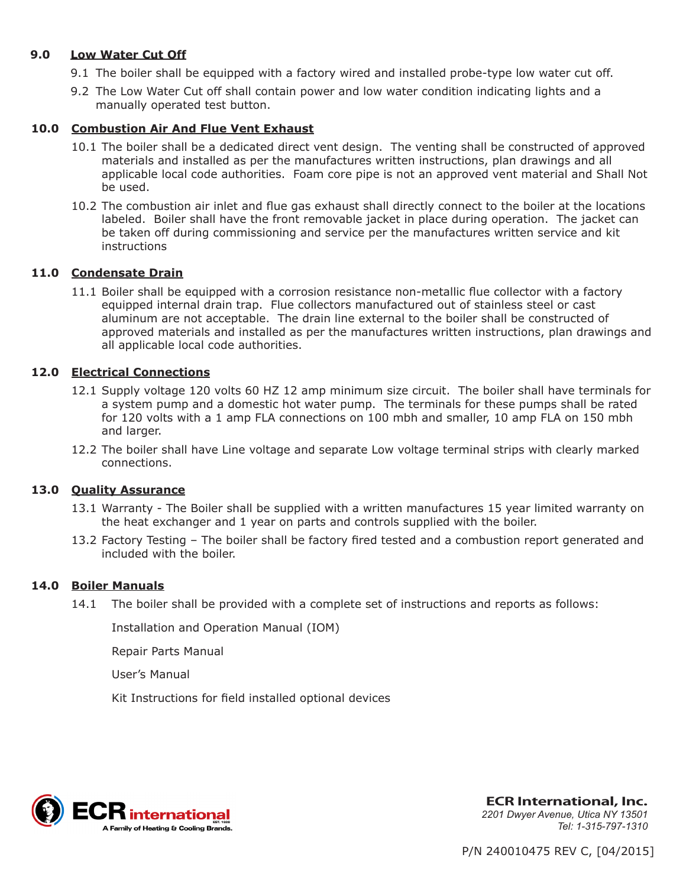## 9.0 Low Water Cut Off

9.1 The boiler shall be equipped with a factory wired and installed probe-type low water cut off.

9.2 The Low Water Cut off shall contain power and low water condition indicating lights and a manually operated test button.

## 10.0 Combustion Air And Flue Vent Exhaust

10.1 The boiler shall be a dedicated direct vent design. The venting shall be constructed of approved materials and installed as per the manufactures written instructions, plan drawings and all applicable local code authorities. Foam core pipe is not an approved vent material and Shall Not be used.

10.2 The combustion air inlet and flue gas exhaust shall directly connect to the boiler at the locations labeled. Boiler shall have the front removable jacket in place during operation. The jacket can be taken off during commissioning and service per the manufactures written service and kit instructions

## 11.0 Condensate Drain

11.1 Boiler shall be equipped with a corrosion resistance non-metallic flue collector with a factory equipped internal drain trap. Flue collectors manufactured out of stainless steel or cast aluminum are not acceptable. The drain line external to the boiler shall be constructed of approved materials and installed as per the manufactures written instructions, plan drawings and all applicable local code authorities.

## 12.0 Electrical Connections

12.1 Supply voltage 120 volts 60 HZ 12 amp minimum size circuit. The boiler shall have terminals for a system pump and a domestic hot water pump. The terminals for these pumps shall be rated for 120 volts with a 1 amp FLA connections on 100 mbh and smaller, 10 amp FLA on 150 mbh and larger.

12.2 The boiler shall have Line voltage and separate Low voltage terminal strips with clearly marked connections.

## 13.0 Quality Assurance

13.1 Warranty - The Boiler shall be supplied with a written manufactures 15 year limited warranty on the heat exchanger and 1 year on parts and controls supplied with the boiler.

13.2 Factory Testing – The boiler shall be factory fired tested and a combustion report generated and included with the boiler.

## 14.0 Boiler Manuals

14.1 The boiler shall be provided with a complete set of instructions and reports as follows:

Installation and Operation Manual (IOM)

Repair Parts Manual

User's Manual

Kit Instructions for field installed optional devices

ECR international
EST. 1928
A Family of Heating & Cooling Brands.

**ECR International, Inc.**
*2201 Dwyer Avenue, Utica NY 13501*
*Tel: 1-315-797-1310*

P/N 240010475 REV C, [04/2015]